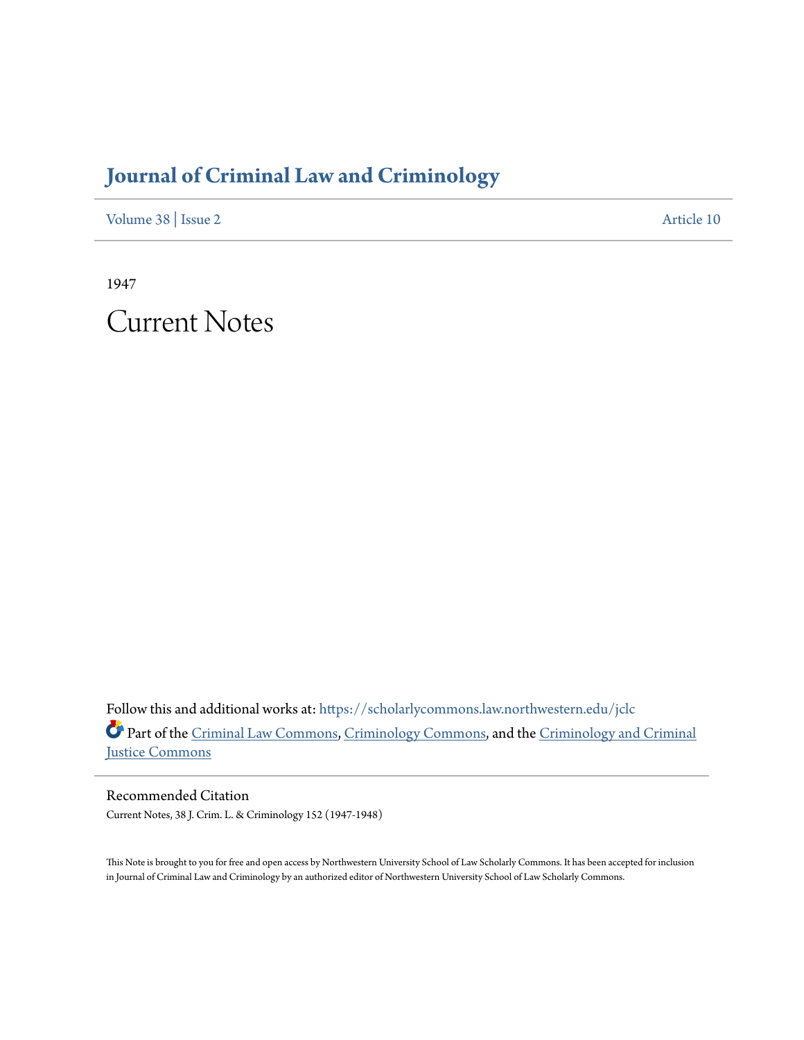# Journal of Criminal Law and Criminology

Volume 38 | Issue 2 | Article 10

1947

# Current Notes

Follow this and additional works at: https://scholarlycommons.law.northwestern.edu/jclc

Part of the Criminal Law Commons, Criminology Commons, and the Criminology and Criminal Justice Commons

## Recommended Citation

Current Notes, 38 J. Crim. L. & Criminology 152 (1947-1948)

This Note is brought to you for free and open access by Northwestern University School of Law Scholarly Commons. It has been accepted for inclusion in Journal of Criminal Law and Criminology by an authorized editor of Northwestern University School of Law Scholarly Commons.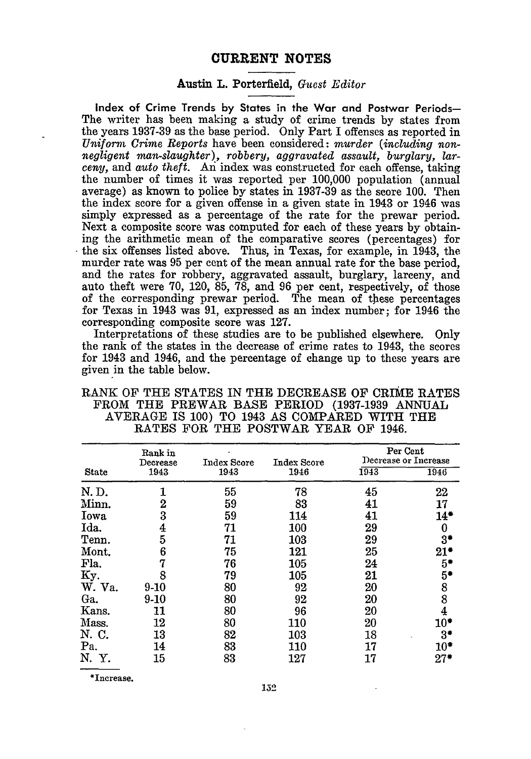## CURRENT NOTES

### Austin L. Porterfield, *Guest Editor*

**Index of Crime Trends by States in the War and Postwar Periods**—The writer has been making a study of crime trends by states from the years 1937-39 as the base period. Only Part I offenses as reported in *Uniform Crime Reports* have been considered: *murder (including non-negligent man-slaughter), robbery, aggravated assault, burglary, larceny,* and *auto theft.* An index was constructed for each offense, taking the number of times it was reported per 100,000 population (annual average) as known to police by states in 1937-39 as the score 100. Then the index score for a given offense in a given state in 1943 or 1946 was simply expressed as a percentage of the rate for the prewar period. Next a composite score was computed for each of these years by obtaining the arithmetic mean of the comparative scores (percentages) for the six offenses listed above. Thus, in Texas, for example, in 1943, the murder rate was 95 per cent of the mean annual rate for the base period, and the rates for robbery, aggravated assault, burglary, larceny, and auto theft were 70, 120, 85, 78, and 96 per cent, respectively, of those of the corresponding prewar period. The mean of these percentages for Texas in 1943 was 91, expressed as an index number; for 1946 the corresponding composite score was 127.

Interpretations of these studies are to be published elsewhere. Only the rank of the states in the decrease of crime rates to 1943, the scores for 1943 and 1946, and the percentage of change up to these years are given in the table below.

RANK OF THE STATES IN THE DECREASE OF CRIME RATES FROM THE PREWAR BASE PERIOD (1937-1939 ANNUAL AVERAGE IS 100) TO 1943 AS COMPARED WITH THE RATES FOR THE POSTWAR YEAR OF 1946.

| State | Rank in Decrease 1943 | Index Score 1943 | Index Score 1946 | Per Cent Decrease or Increase 1943 | Per Cent Decrease or Increase 1946 |
|---|---|---|---|---|---|
| N. D. | 1 | 55 | 78 | 45 | 22 |
| Minn. | 2 | 59 | 83 | 41 | 17 |
| Iowa | 3 | 59 | 114 | 41 | 14* |
| Ida. | 4 | 71 | 100 | 29 | 0 |
| Tenn. | 5 | 71 | 103 | 29 | 3* |
| Mont. | 6 | 75 | 121 | 25 | 21* |
| Fla. | 7 | 76 | 105 | 24 | 5* |
| Ky. | 8 | 79 | 105 | 21 | 5* |
| W. Va. | 9-10 | 80 | 92 | 20 | 8 |
| Ga. | 9-10 | 80 | 92 | 20 | 8 |
| Kans. | 11 | 80 | 96 | 20 | 4 |
| Mass. | 12 | 80 | 110 | 20 | 10* |
| N. C. | 13 | 82 | 103 | 18 | 3* |
| Pa. | 14 | 83 | 110 | 17 | 10* |
| N. Y. | 15 | 83 | 127 | 17 | 27* |

*Increase.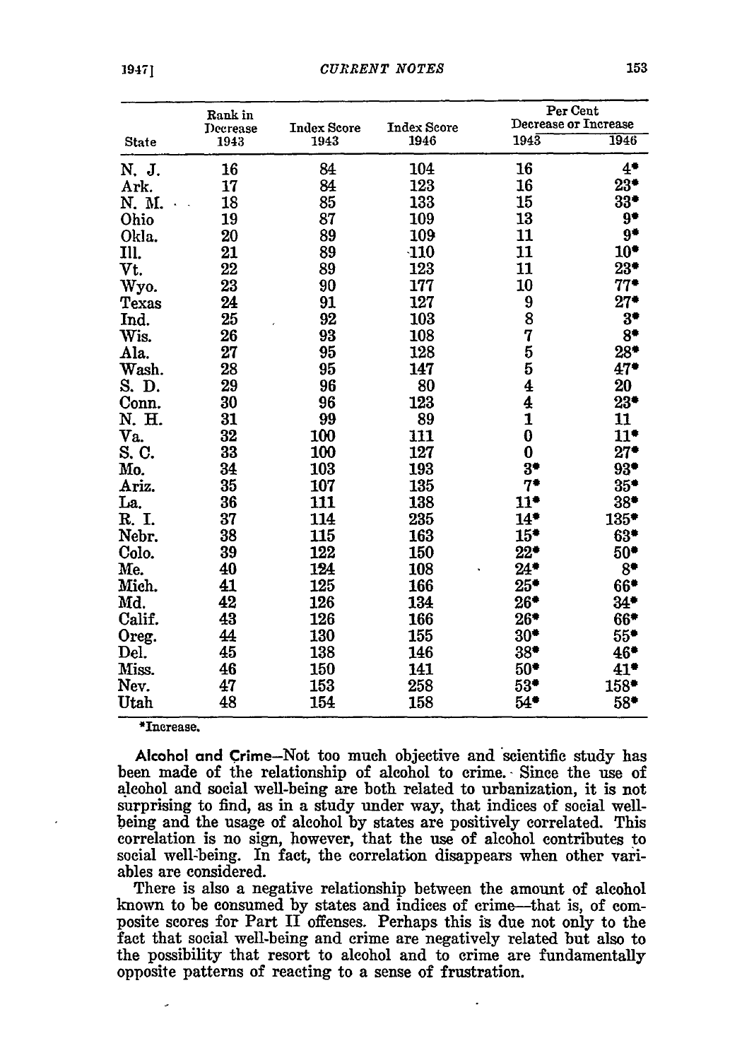| State | Rank in Decrease 1943 | Index Score 1943 | Index Score 1946 | Per Cent Decrease or Increase 1943 | 1946 |
|---|---|---|---|---|---|
| N. J. | 16 | 84 | 104 | 16 | 4* |
| Ark. | 17 | 84 | 123 | 16 | 23* |
| N. M. | 18 | 85 | 133 | 15 | 33* |
| Ohio | 19 | 87 | 109 | 13 | 9* |
| Okla. | 20 | 89 | 109 | 11 | 9* |
| Ill. | 21 | 89 | 110 | 11 | 10* |
| Vt. | 22 | 89 | 123 | 11 | 23* |
| Wyo. | 23 | 90 | 177 | 10 | 77* |
| Texas | 24 | 91 | 127 | 9 | 27* |
| Ind. | 25 | 92 | 103 | 8 | 3* |
| Wis. | 26 | 93 | 108 | 7 | 8* |
| Ala. | 27 | 95 | 128 | 5 | 28* |
| Wash. | 28 | 95 | 147 | 5 | 47* |
| S. D. | 29 | 96 | 80 | 4 | 20 |
| Conn. | 30 | 96 | 123 | 4 | 23* |
| N. H. | 31 | 99 | 89 | 1 | 11 |
| Va. | 32 | 100 | 111 | 0 | 11* |
| S. C. | 33 | 100 | 127 | 0 | 27* |
| Mo. | 34 | 103 | 193 | 3* | 93* |
| Ariz. | 35 | 107 | 135 | 7* | 35* |
| La. | 36 | 111 | 138 | 11* | 38* |
| R. I. | 37 | 114 | 235 | 14* | 135* |
| Nebr. | 38 | 115 | 163 | 15* | 63* |
| Colo. | 39 | 122 | 150 | 22* | 50* |
| Me. | 40 | 124 | 108 | 24* | 8* |
| Mich. | 41 | 125 | 166 | 25* | 66* |
| Md. | 42 | 126 | 134 | 26* | 34* |
| Calif. | 43 | 126 | 166 | 26* | 66* |
| Oreg. | 44 | 130 | 155 | 30* | 55* |
| Del. | 45 | 138 | 146 | 38* | 46* |
| Miss. | 46 | 150 | 141 | 50* | 41* |
| Nev. | 47 | 153 | 258 | 53* | 158* |
| Utah | 48 | 154 | 158 | 54* | 58* |

*Increase.

**Alcohol and Crime**—Not too much objective and scientific study has been made of the relationship of alcohol to crime. Since the use of alcohol and social well-being are both related to urbanization, it is not surprising to find, as in a study under way, that indices of social well-being and the usage of alcohol by states are positively correlated. This correlation is no sign, however, that the use of alcohol contributes to social well-being. In fact, the correlation disappears when other variables are considered.

There is also a negative relationship between the amount of alcohol known to be consumed by states and indices of crime—that is, of composite scores for Part II offenses. Perhaps this is due not only to the fact that social well-being and crime are negatively related but also to the possibility that resort to alcohol and to crime are fundamentally opposite patterns of reacting to a sense of frustration.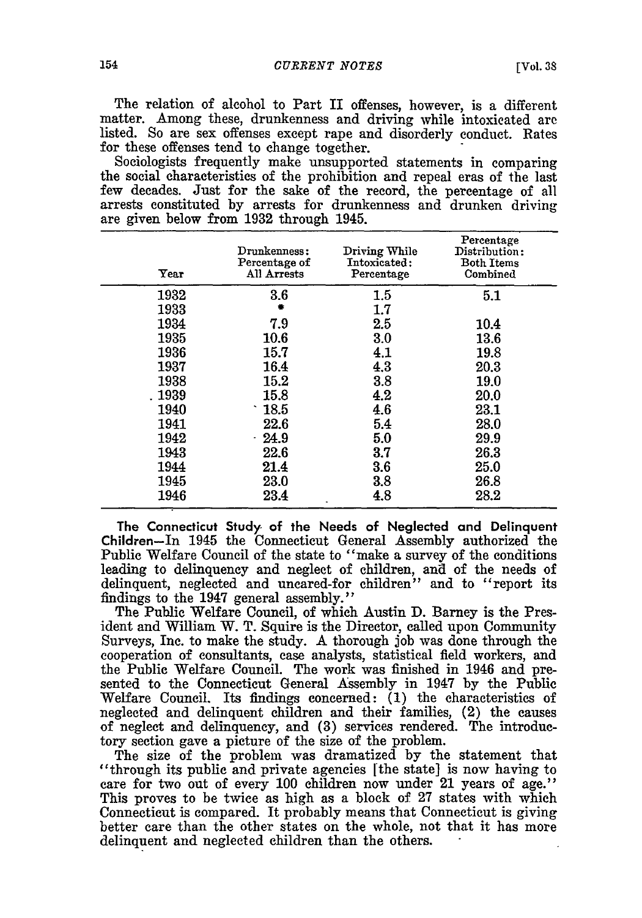The relation of alcohol to Part II offenses, however, is a different matter. Among these, drunkenness and driving while intoxicated are listed. So are sex offenses except rape and disorderly conduct. Rates for these offenses tend to change together.

Sociologists frequently make unsupported statements in comparing the social characteristics of the prohibition and repeal eras of the last few decades. Just for the sake of the record, the percentage of all arrests constituted by arrests for drunkenness and drunken driving are given below from 1932 through 1945.

| Year | Drunkenness: Percentage of All Arrests | Driving While Intoxicated: Percentage | Percentage Distribution: Both Items Combined |
|---|---|---|---|
| 1932 | 3.6 | 1.5 | 5.1 |
| 1933 | * | 1.7 | |
| 1934 | 7.9 | 2.5 | 10.4 |
| 1935 | 10.6 | 3.0 | 13.6 |
| 1936 | 15.7 | 4.1 | 19.8 |
| 1937 | 16.4 | 4.3 | 20.3 |
| 1938 | 15.2 | 3.8 | 19.0 |
| 1939 | 15.8 | 4.2 | 20.0 |
| 1940 | 18.5 | 4.6 | 23.1 |
| 1941 | 22.6 | 5.4 | 28.0 |
| 1942 | 24.9 | 5.0 | 29.9 |
| 1943 | 22.6 | 3.7 | 26.3 |
| 1944 | 21.4 | 3.6 | 25.0 |
| 1945 | 23.0 | 3.8 | 26.8 |
| 1946 | 23.4 | 4.8 | 28.2 |

**The Connecticut Study of the Needs of Neglected and Delinquent Children**—In 1945 the Connecticut General Assembly authorized the Public Welfare Council of the state to "make a survey of the conditions leading to delinquency and neglect of children, and of the needs of delinquent, neglected and uncared-for children" and to "report its findings to the 1947 general assembly."

The Public Welfare Council, of which Austin D. Barney is the President and William W. T. Squire is the Director, called upon Community Surveys, Inc. to make the study. A thorough job was done through the cooperation of consultants, case analysts, statistical field workers, and the Public Welfare Council. The work was finished in 1946 and presented to the Connecticut General Assembly in 1947 by the Public Welfare Council. Its findings concerned: (1) the characteristics of neglected and delinquent children and their families, (2) the causes of neglect and delinquency, and (3) services rendered. The introductory section gave a picture of the size of the problem.

The size of the problem was dramatized by the statement that "through its public and private agencies [the state] is now having to care for two out of every 100 children now under 21 years of age." This proves to be twice as high as a block of 27 states with which Connecticut is compared. It probably means that Connecticut is giving better care than the other states on the whole, not that it has more delinquent and neglected children than the others.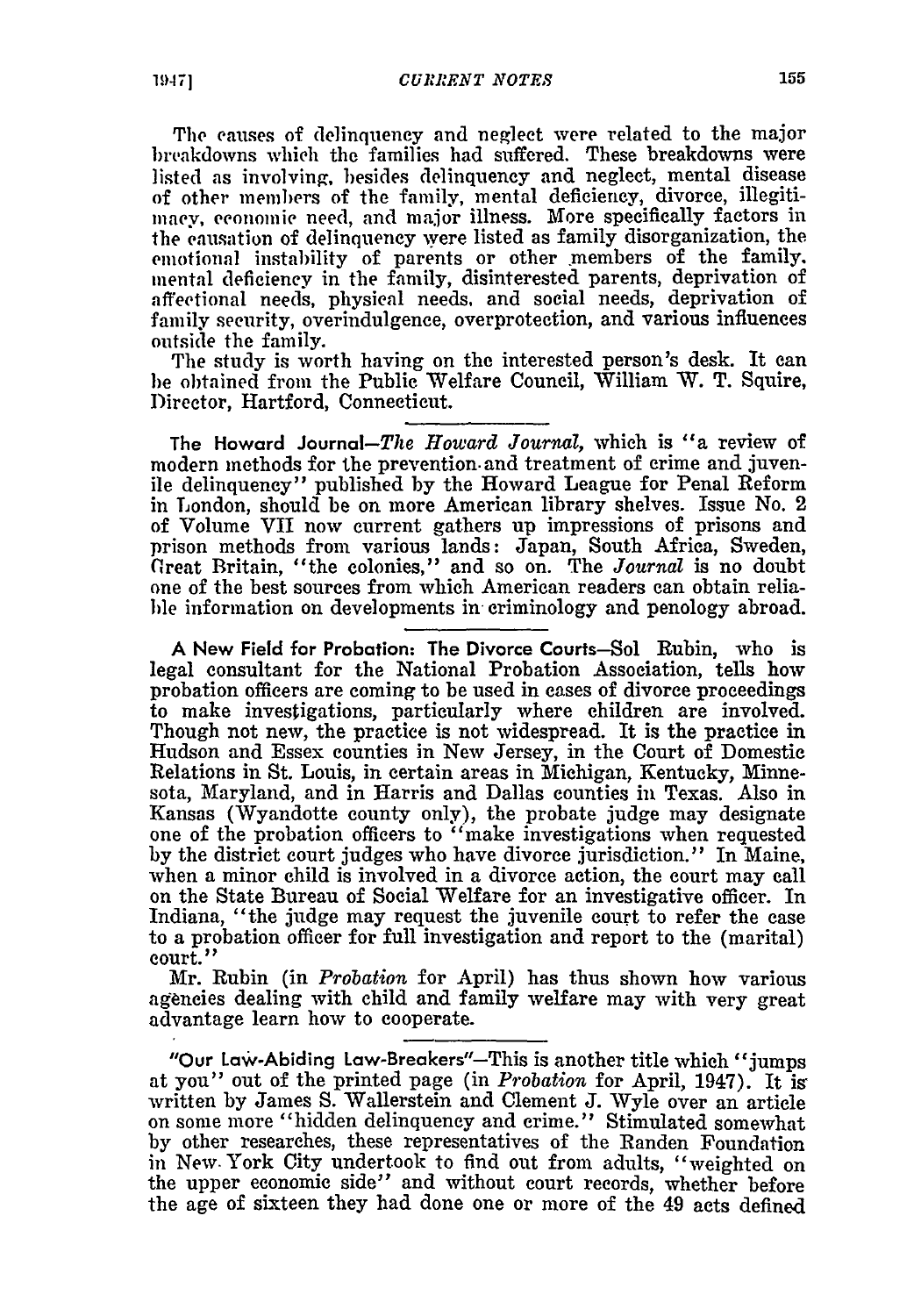The causes of delinquency and neglect were related to the major breakdowns which the families had suffered. These breakdowns were listed as involving, besides delinquency and neglect, mental disease of other members of the family, mental deficiency, divorce, illegitimacy, economic need, and major illness. More specifically factors in the causation of delinquency were listed as family disorganization, the emotional instability of parents or other members of the family, mental deficiency in the family, disinterested parents, deprivation of affectional needs, physical needs, and social needs, deprivation of family security, overindulgence, overprotection, and various influences outside the family.

The study is worth having on the interested person's desk. It can be obtained from the Public Welfare Council, William W. T. Squire, Director, Hartford, Connecticut.

**The Howard Journal**—*The Howard Journal*, which is "a review of modern methods for the prevention and treatment of crime and juvenile delinquency" published by the Howard League for Penal Reform in London, should be on more American library shelves. Issue No. 2 of Volume VII now current gathers up impressions of prisons and prison methods from various lands: Japan, South Africa, Sweden, Great Britain, "the colonies," and so on. The *Journal* is no doubt one of the best sources from which American readers can obtain reliable information on developments in criminology and penology abroad.

**A New Field for Probation: The Divorce Courts**—Sol Rubin, who is legal consultant for the National Probation Association, tells how probation officers are coming to be used in cases of divorce proceedings to make investigations, particularly where children are involved. Though not new, the practice is not widespread. It is the practice in Hudson and Essex counties in New Jersey, in the Court of Domestic Relations in St. Louis, in certain areas in Michigan, Kentucky, Minnesota, Maryland, and in Harris and Dallas counties in Texas. Also in Kansas (Wyandotte county only), the probate judge may designate one of the probation officers to "make investigations when requested by the district court judges who have divorce jurisdiction." In Maine, when a minor child is involved in a divorce action, the court may call on the State Bureau of Social Welfare for an investigative officer. In Indiana, "the judge may request the juvenile court to refer the case to a probation officer for full investigation and report to the (marital) court."

Mr. Rubin (in *Probation* for April) has thus shown how various agencies dealing with child and family welfare may with very great advantage learn how to cooperate.

**"Our Law-Abiding Law-Breakers"**—This is another title which "jumps at you" out of the printed page (in *Probation* for April, 1947). It is written by James S. Wallerstein and Clement J. Wyle over an article on some more "hidden delinquency and crime." Stimulated somewhat by other researches, these representatives of the Randen Foundation in New York City undertook to find out from adults, "weighted on the upper economic side" and without court records, whether before the age of sixteen they had done one or more of the 49 acts defined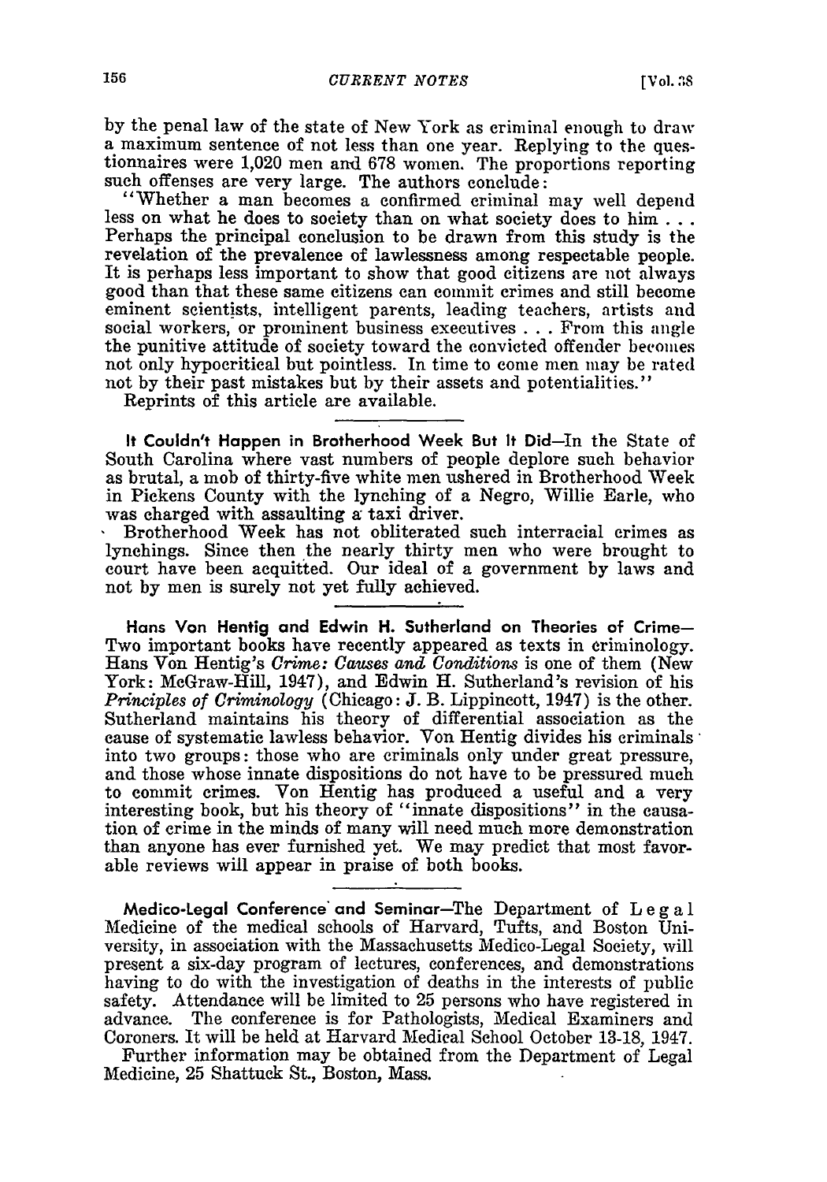by the penal law of the state of New York as criminal enough to draw a maximum sentence of not less than one year. Replying to the questionnaires were 1,020 men and 678 women. The proportions reporting such offenses are very large. The authors conclude:

"Whether a man becomes a confirmed criminal may well depend less on what he does to society than on what society does to him . . . Perhaps the principal conclusion to be drawn from this study is the revelation of the prevalence of lawlessness among respectable people. It is perhaps less important to show that good citizens are not always good than that these same citizens can commit crimes and still become eminent scientists, intelligent parents, leading teachers, artists and social workers, or prominent business executives . . . From this angle the punitive attitude of society toward the convicted offender becomes not only hypocritical but pointless. In time to come men may be rated not by their past mistakes but by their assets and potentialities."

Reprints of this article are available.

**It Couldn't Happen in Brotherhood Week But It Did**—In the State of South Carolina where vast numbers of people deplore such behavior as brutal, a mob of thirty-five white men ushered in Brotherhood Week in Pickens County with the lynching of a Negro, Willie Earle, who was charged with assaulting a taxi driver.

Brotherhood Week has not obliterated such interracial crimes as lynchings. Since then the nearly thirty men who were brought to court have been acquitted. Our ideal of a government by laws and not by men is surely not yet fully achieved.

**Hans Von Hentig and Edwin H. Sutherland on Theories of Crime**—Two important books have recently appeared as texts in criminology. Hans Von Hentig's *Crime: Causes and Conditions* is one of them (New York: McGraw-Hill, 1947), and Edwin H. Sutherland's revision of his *Principles of Criminology* (Chicago: J. B. Lippincott, 1947) is the other. Sutherland maintains his theory of differential association as the cause of systematic lawless behavior. Von Hentig divides his criminals into two groups: those who are criminals only under great pressure, and those whose innate dispositions do not have to be pressured much to commit crimes. Von Hentig has produced a useful and a very interesting book, but his theory of "innate dispositions" in the causation of crime in the minds of many will need much more demonstration than anyone has ever furnished yet. We may predict that most favorable reviews will appear in praise of both books.

**Medico-Legal Conference and Seminar**—The Department of Legal Medicine of the medical schools of Harvard, Tufts, and Boston University, in association with the Massachusetts Medico-Legal Society, will present a six-day program of lectures, conferences, and demonstrations having to do with the investigation of deaths in the interests of public safety. Attendance will be limited to 25 persons who have registered in advance. The conference is for Pathologists, Medical Examiners and Coroners. It will be held at Harvard Medical School October 13-18, 1947.

Further information may be obtained from the Department of Legal Medicine, 25 Shattuck St., Boston, Mass.